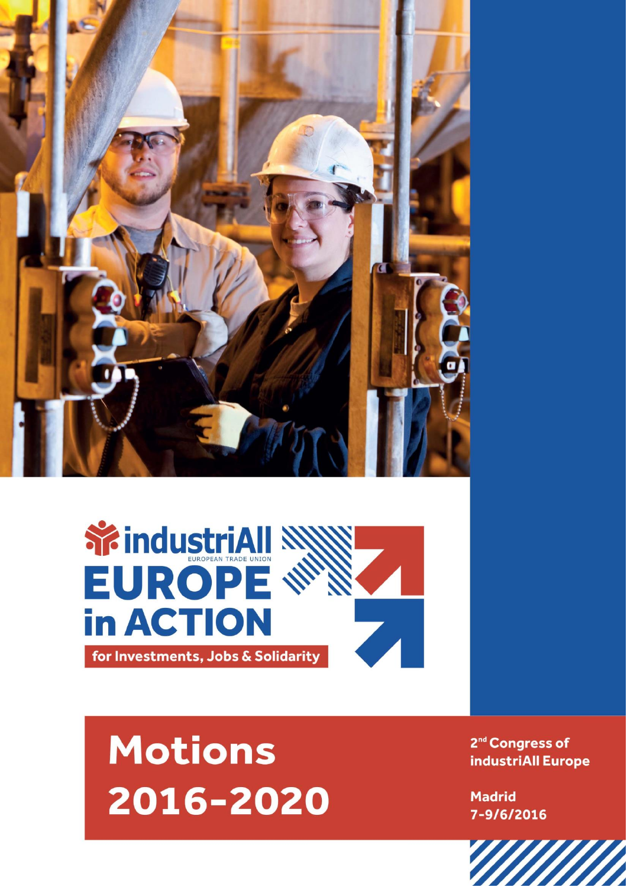industriAll
EUROPEAN TRADE UNION

# EUROPE in ACTION

for Investments, Jobs & Solidarity

# Motions 2016-2020

2nd Congress of industriAll Europe

Madrid
7-9/6/2016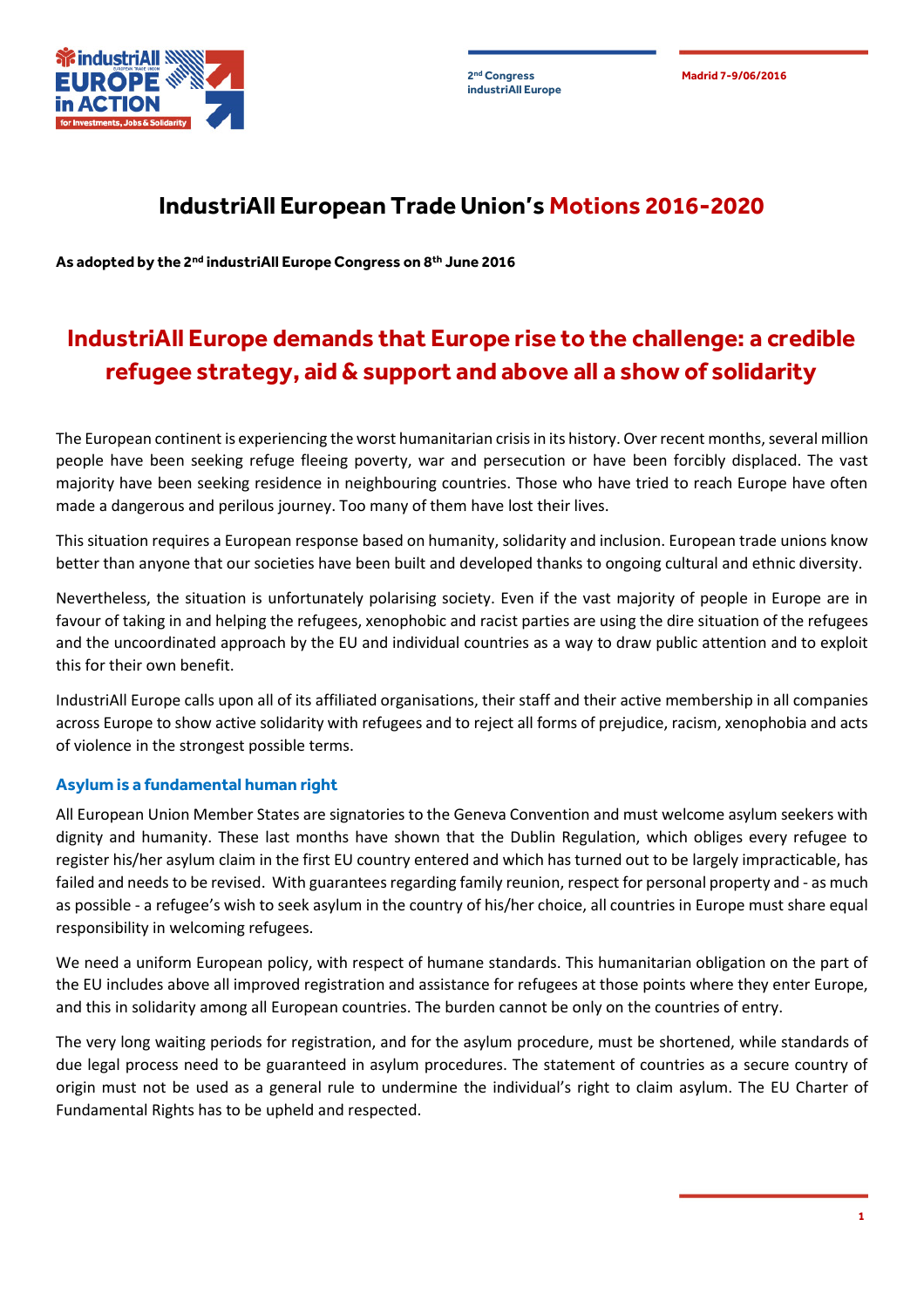# IndustriAll European Trade Union's Motions 2016-2020

**As adopted by the 2nd industriAll Europe Congress on 8th June 2016**

## IndustriAll Europe demands that Europe rise to the challenge: a credible refugee strategy, aid & support and above all a show of solidarity

The European continent is experiencing the worst humanitarian crisis in its history. Over recent months, several million people have been seeking refuge fleeing poverty, war and persecution or have been forcibly displaced. The vast majority have been seeking residence in neighbouring countries. Those who have tried to reach Europe have often made a dangerous and perilous journey. Too many of them have lost their lives.

This situation requires a European response based on humanity, solidarity and inclusion. European trade unions know better than anyone that our societies have been built and developed thanks to ongoing cultural and ethnic diversity.

Nevertheless, the situation is unfortunately polarising society. Even if the vast majority of people in Europe are in favour of taking in and helping the refugees, xenophobic and racist parties are using the dire situation of the refugees and the uncoordinated approach by the EU and individual countries as a way to draw public attention and to exploit this for their own benefit.

IndustriAll Europe calls upon all of its affiliated organisations, their staff and their active membership in all companies across Europe to show active solidarity with refugees and to reject all forms of prejudice, racism, xenophobia and acts of violence in the strongest possible terms.

### Asylum is a fundamental human right

All European Union Member States are signatories to the Geneva Convention and must welcome asylum seekers with dignity and humanity. These last months have shown that the Dublin Regulation, which obliges every refugee to register his/her asylum claim in the first EU country entered and which has turned out to be largely impracticable, has failed and needs to be revised. With guarantees regarding family reunion, respect for personal property and - as much as possible - a refugee's wish to seek asylum in the country of his/her choice, all countries in Europe must share equal responsibility in welcoming refugees.

We need a uniform European policy, with respect of humane standards. This humanitarian obligation on the part of the EU includes above all improved registration and assistance for refugees at those points where they enter Europe, and this in solidarity among all European countries. The burden cannot be only on the countries of entry.

The very long waiting periods for registration, and for the asylum procedure, must be shortened, while standards of due legal process need to be guaranteed in asylum procedures. The statement of countries as a secure country of origin must not be used as a general rule to undermine the individual's right to claim asylum. The EU Charter of Fundamental Rights has to be upheld and respected.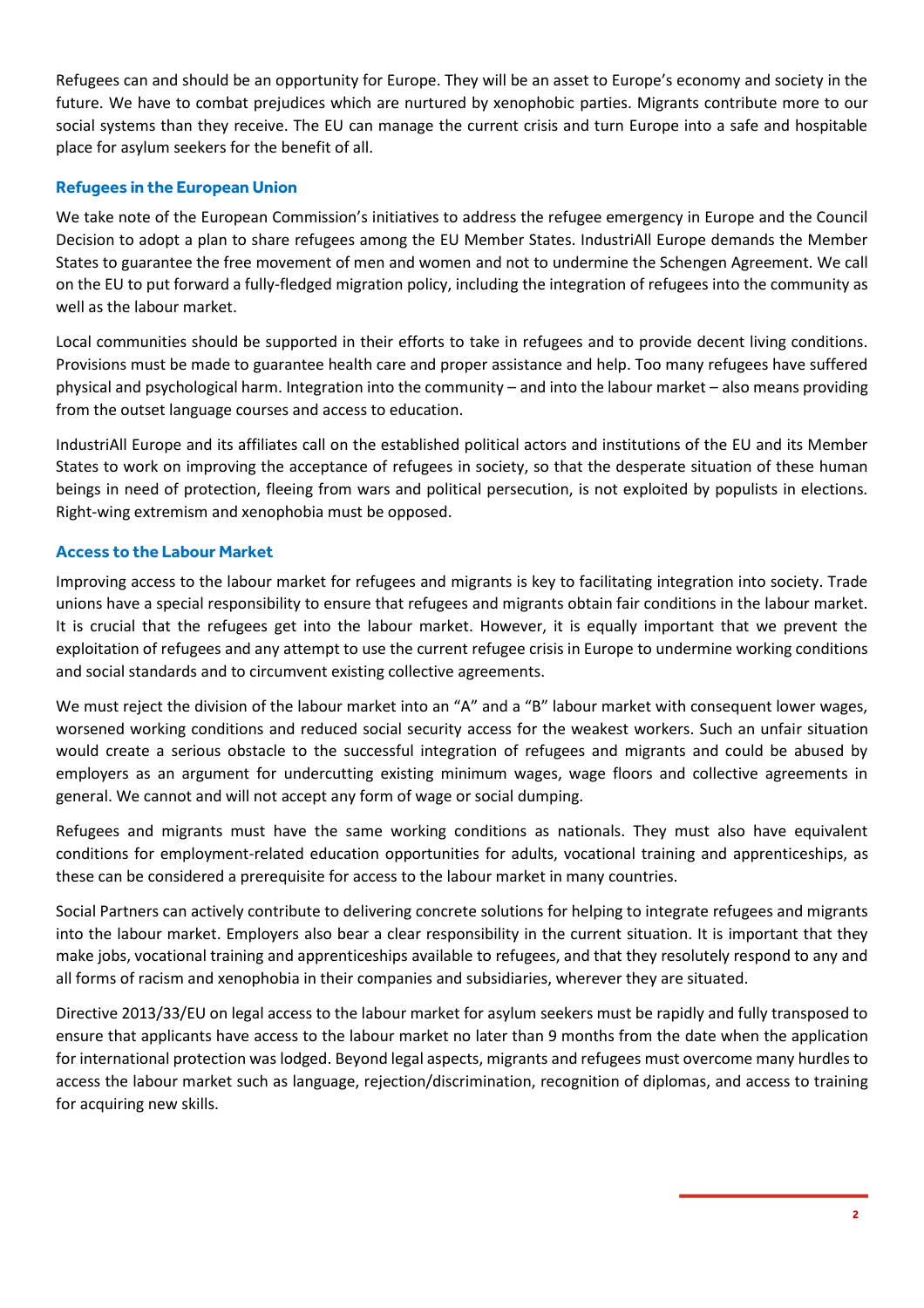Refugees can and should be an opportunity for Europe. They will be an asset to Europe's economy and society in the future. We have to combat prejudices which are nurtured by xenophobic parties. Migrants contribute more to our social systems than they receive. The EU can manage the current crisis and turn Europe into a safe and hospitable place for asylum seekers for the benefit of all.

## Refugees in the European Union

We take note of the European Commission's initiatives to address the refugee emergency in Europe and the Council Decision to adopt a plan to share refugees among the EU Member States. IndustriAll Europe demands the Member States to guarantee the free movement of men and women and not to undermine the Schengen Agreement. We call on the EU to put forward a fully-fledged migration policy, including the integration of refugees into the community as well as the labour market.

Local communities should be supported in their efforts to take in refugees and to provide decent living conditions. Provisions must be made to guarantee health care and proper assistance and help. Too many refugees have suffered physical and psychological harm. Integration into the community – and into the labour market – also means providing from the outset language courses and access to education.

IndustriAll Europe and its affiliates call on the established political actors and institutions of the EU and its Member States to work on improving the acceptance of refugees in society, so that the desperate situation of these human beings in need of protection, fleeing from wars and political persecution, is not exploited by populists in elections. Right-wing extremism and xenophobia must be opposed.

## Access to the Labour Market

Improving access to the labour market for refugees and migrants is key to facilitating integration into society. Trade unions have a special responsibility to ensure that refugees and migrants obtain fair conditions in the labour market. It is crucial that the refugees get into the labour market. However, it is equally important that we prevent the exploitation of refugees and any attempt to use the current refugee crisis in Europe to undermine working conditions and social standards and to circumvent existing collective agreements.

We must reject the division of the labour market into an "A" and a "B" labour market with consequent lower wages, worsened working conditions and reduced social security access for the weakest workers. Such an unfair situation would create a serious obstacle to the successful integration of refugees and migrants and could be abused by employers as an argument for undercutting existing minimum wages, wage floors and collective agreements in general. We cannot and will not accept any form of wage or social dumping.

Refugees and migrants must have the same working conditions as nationals. They must also have equivalent conditions for employment-related education opportunities for adults, vocational training and apprenticeships, as these can be considered a prerequisite for access to the labour market in many countries.

Social Partners can actively contribute to delivering concrete solutions for helping to integrate refugees and migrants into the labour market. Employers also bear a clear responsibility in the current situation. It is important that they make jobs, vocational training and apprenticeships available to refugees, and that they resolutely respond to any and all forms of racism and xenophobia in their companies and subsidiaries, wherever they are situated.

Directive 2013/33/EU on legal access to the labour market for asylum seekers must be rapidly and fully transposed to ensure that applicants have access to the labour market no later than 9 months from the date when the application for international protection was lodged. Beyond legal aspects, migrants and refugees must overcome many hurdles to access the labour market such as language, rejection/discrimination, recognition of diplomas, and access to training for acquiring new skills.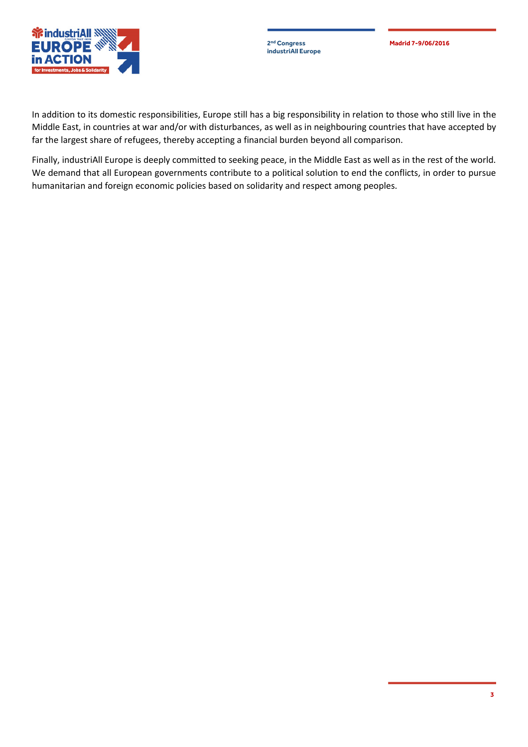In addition to its domestic responsibilities, Europe still has a big responsibility in relation to those who still live in the Middle East, in countries at war and/or with disturbances, as well as in neighbouring countries that have accepted by far the largest share of refugees, thereby accepting a financial burden beyond all comparison.

Finally, industriAll Europe is deeply committed to seeking peace, in the Middle East as well as in the rest of the world. We demand that all European governments contribute to a political solution to end the conflicts, in order to pursue humanitarian and foreign economic policies based on solidarity and respect among peoples.